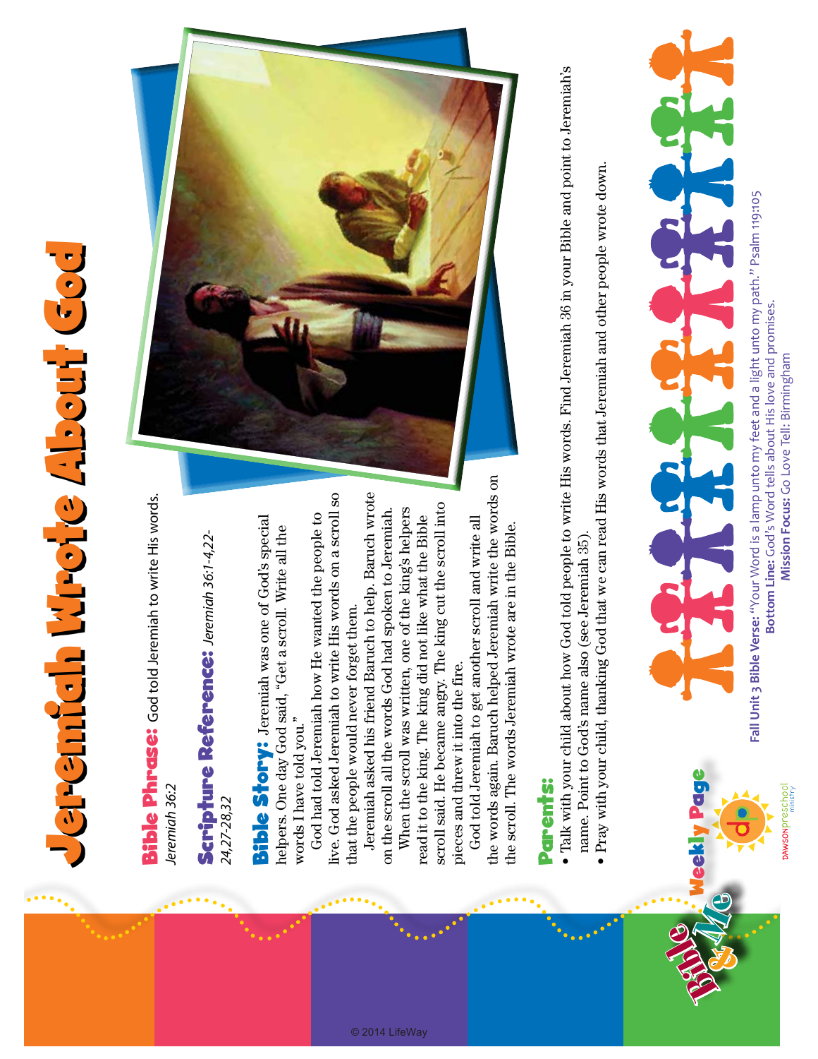# Jeremiah Wrote About God

**Bible Phrase:** God told Jeremiah to write His words. *Jeremiah 36:2*

**Scripture Reference:** *Jeremiah 36:1-4,22-24,27-28,32*

**Bible Story:** Jeremiah was one of God's special helpers. One day God said, "Get a scroll. Write all the words I have told you."

God had told Jeremiah how He wanted the people to live. God asked Jeremiah to write His words on a scroll so that the people would never forget them.

Jeremiah asked his friend Baruch to help. Baruch wrote on the scroll all the words God had spoken to Jeremiah.

When the scroll was written, one of the king's helpers read it to the king. The king did not like what the Bible scroll said. He became angry. The king cut the scroll into pieces and threw it into the fire.

God told Jeremiah to get another scroll and write all the words again. Baruch helped Jeremiah write the words on the scroll. The words Jeremiah wrote are in the Bible.

**Parents:**

- Talk with your child about how God told people to write His words. Find Jeremiah 36 in your Bible and point to Jeremiah's name. Point to God's name also (see Jeremiah 35).
- Pray with your child, thanking God that we can read His words that Jeremiah and other people wrote down.

**Fall Unit 3 Bible Verse:** "Your Word is a lamp unto my feet and a light unto my path." Psalm 119:105
**Bottom Line:** God's Word tells about His love and promises.
**Mission Focus:** Go Love Tell: Birmingham

Bible & Me Weekly Page

DAWSON preschool ministry

© 2014 LifeWay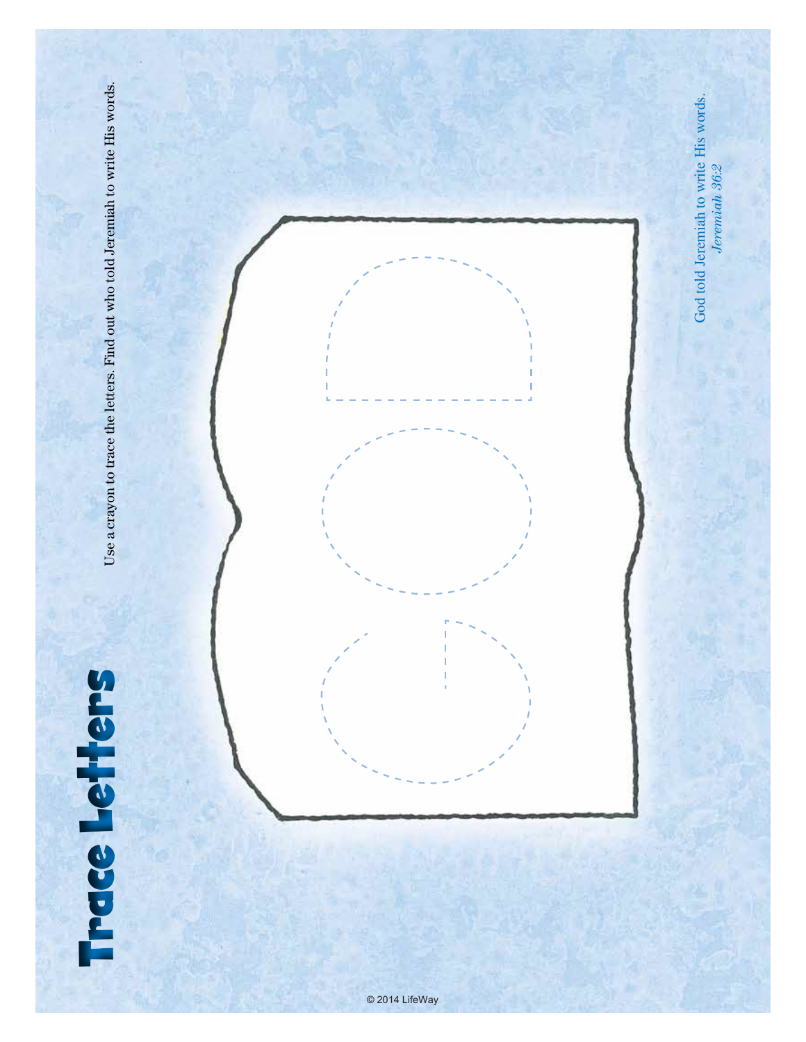# Trace Letters

Use a crayon to trace the letters. Find out who told Jeremiah to write His words.

GOD

God told Jeremiah to write His words.
*Jeremiah 36:2*

© 2014 LifeWay